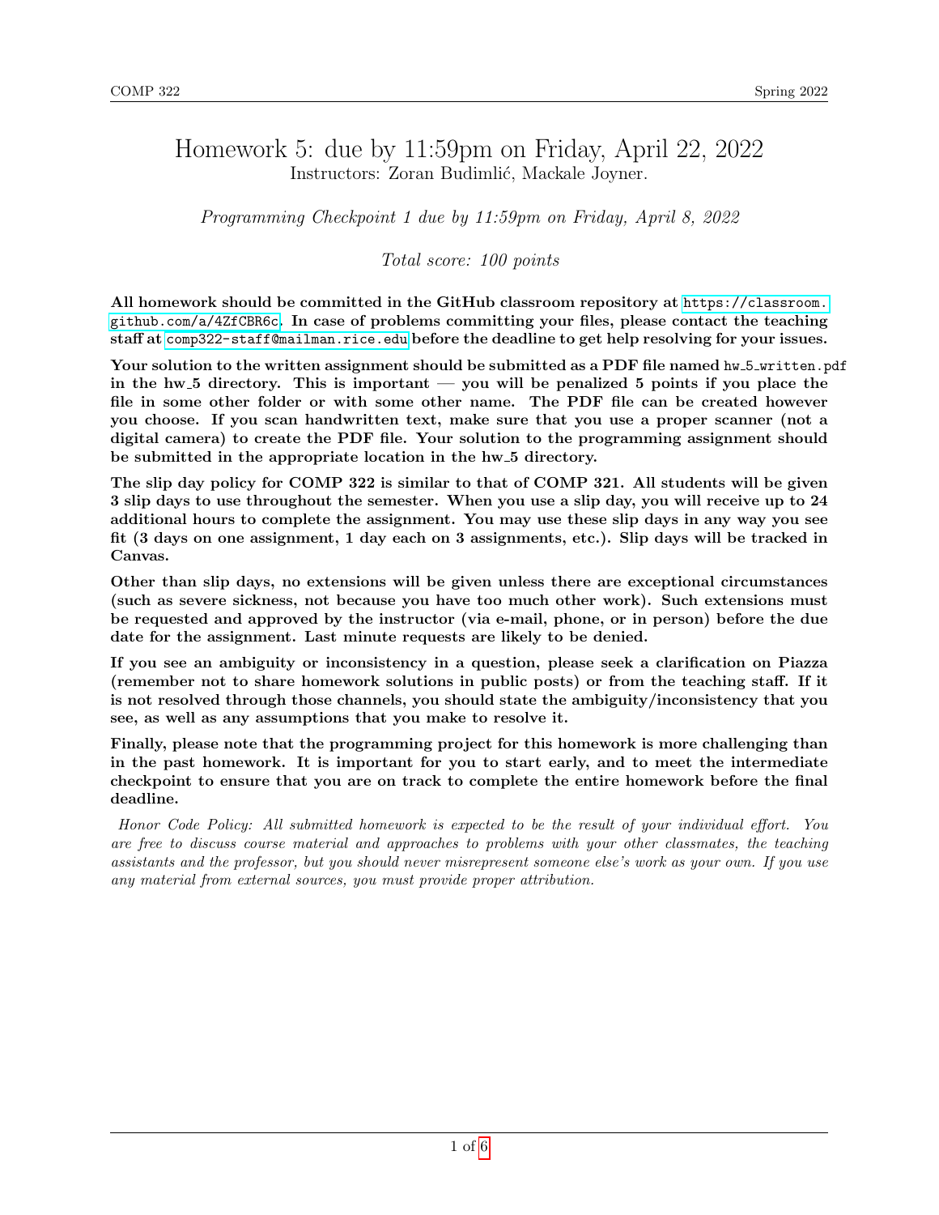# Homework 5: due by 11:59pm on Friday, April 22, 2022

Instructors: Zoran Budimlić, Mackale Joyner.

*Programming Checkpoint 1 due by 11:59pm on Friday, April 8, 2022*

*Total score: 100 points*

**All homework should be committed in the GitHub classroom repository at https://classroom.github.com/a/4ZfCBR6c. In case of problems committing your files, please contact the teaching staff at comp322-staff@mailman.rice.edu before the deadline to get help resolving for your issues.**

**Your solution to the written assignment should be submitted as a PDF file named hw_5_written.pdf in the hw_5 directory. This is important — you will be penalized 5 points if you place the file in some other folder or with some other name. The PDF file can be created however you choose. If you scan handwritten text, make sure that you use a proper scanner (not a digital camera) to create the PDF file. Your solution to the programming assignment should be submitted in the appropriate location in the hw_5 directory.**

**The slip day policy for COMP 322 is similar to that of COMP 321. All students will be given 3 slip days to use throughout the semester. When you use a slip day, you will receive up to 24 additional hours to complete the assignment. You may use these slip days in any way you see fit (3 days on one assignment, 1 day each on 3 assignments, etc.). Slip days will be tracked in Canvas.**

**Other than slip days, no extensions will be given unless there are exceptional circumstances (such as severe sickness, not because you have too much other work). Such extensions must be requested and approved by the instructor (via e-mail, phone, or in person) before the due date for the assignment. Last minute requests are likely to be denied.**

**If you see an ambiguity or inconsistency in a question, please seek a clarification on Piazza (remember not to share homework solutions in public posts) or from the teaching staff. If it is not resolved through those channels, you should state the ambiguity/inconsistency that you see, as well as any assumptions that you make to resolve it.**

**Finally, please note that the programming project for this homework is more challenging than in the past homework. It is important for you to start early, and to meet the intermediate checkpoint to ensure that you are on track to complete the entire homework before the final deadline.**

*Honor Code Policy: All submitted homework is expected to be the result of your individual effort. You are free to discuss course material and approaches to problems with your other classmates, the teaching assistants and the professor, but you should never misrepresent someone else's work as your own. If you use any material from external sources, you must provide proper attribution.*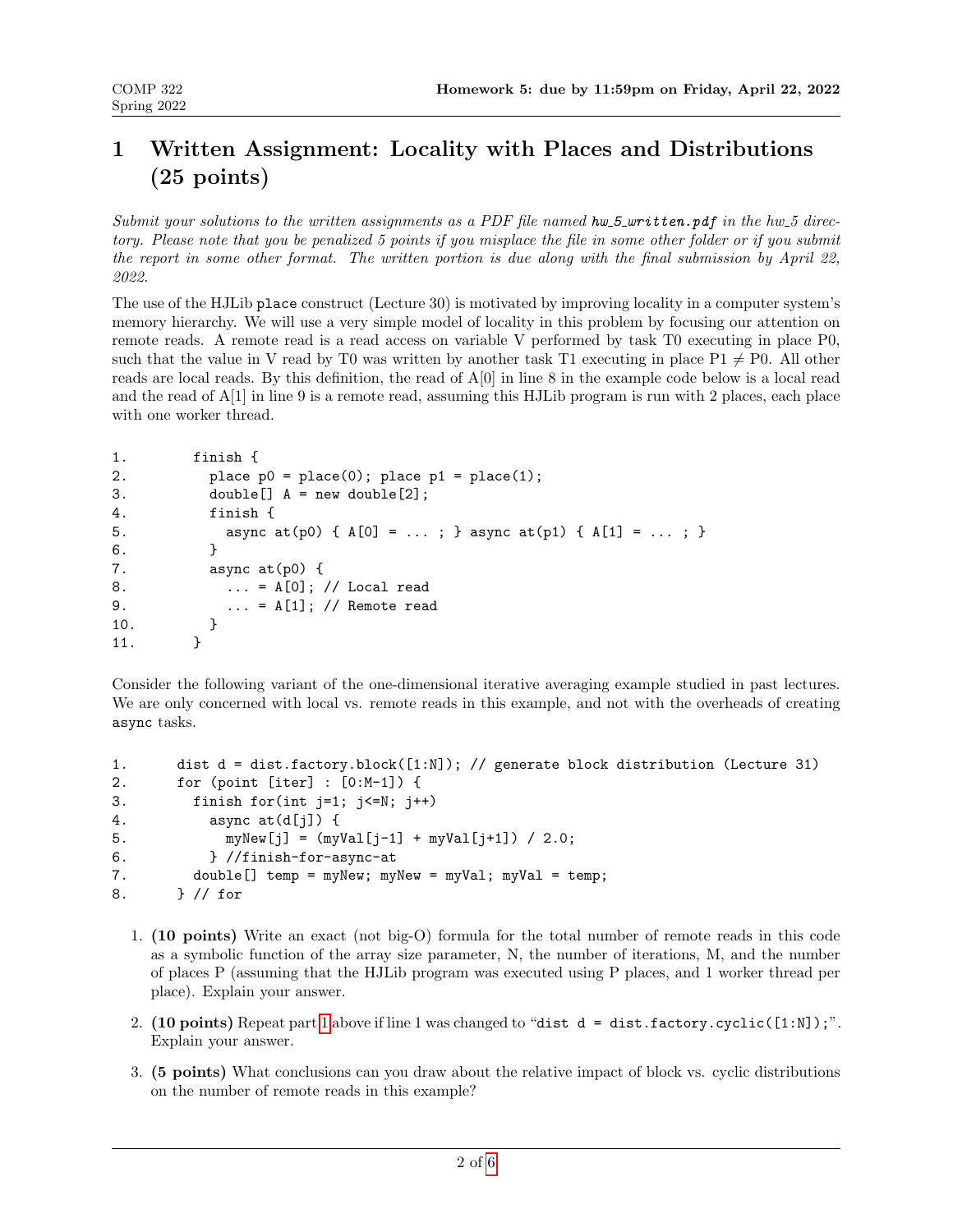# 1 Written Assignment: Locality with Places and Distributions (25 points)

*Submit your solutions to the written assignments as a PDF file named hw_5_written.pdf in the hw_5 directory. Please note that you be penalized 5 points if you misplace the file in some other folder or if you submit the report in some other format. The written portion is due along with the final submission by April 22, 2022.*

The use of the HJLib `place` construct (Lecture 30) is motivated by improving locality in a computer system's memory hierarchy. We will use a very simple model of locality in this problem by focusing our attention on remote reads. A remote read is a read access on variable V performed by task T0 executing in place P0, such that the value in V read by T0 was written by another task T1 executing in place P1 $\neq$ P0. All other reads are local reads. By this definition, the read of A[0] in line 8 in the example code below is a local read and the read of A[1] in line 9 is a remote read, assuming this HJLib program is run with 2 places, each place with one worker thread.

```
1.        finish {
2.          place p0 = place(0); place p1 = place(1);
3.          double[] A = new double[2];
4.          finish {
5.            async at(p0) { A[0] = ... ; } async at(p1) { A[1] = ... ; }
6.          }
7.          async at(p0) {
8.            ... = A[0]; // Local read
9.            ... = A[1]; // Remote read
10.         }
11.       }
```

Consider the following variant of the one-dimensional iterative averaging example studied in past lectures. We are only concerned with local vs. remote reads in this example, and not with the overheads of creating `async` tasks.

```
1.      dist d = dist.factory.block([1:N]); // generate block distribution (Lecture 31)
2.      for (point [iter] : [0:M-1]) {
3.        finish for(int j=1; j<=N; j++)
4.          async at(d[j]) {
5.            myNew[j] = (myVal[j-1] + myVal[j+1]) / 2.0;
6.          } //finish-for-async-at
7.        double[] temp = myNew; myNew = myVal; myVal = temp;
8.      } // for
```

1. **(10 points)** Write an exact (not big-O) formula for the total number of remote reads in this code as a symbolic function of the array size parameter, N, the number of iterations, M, and the number of places P (assuming that the HJLib program was executed using P places, and 1 worker thread per place). Explain your answer.

2. **(10 points)** Repeat part 1 above if line 1 was changed to "`dist d = dist.factory.cyclic([1:N]);`". Explain your answer.

3. **(5 points)** What conclusions can you draw about the relative impact of block vs. cyclic distributions on the number of remote reads in this example?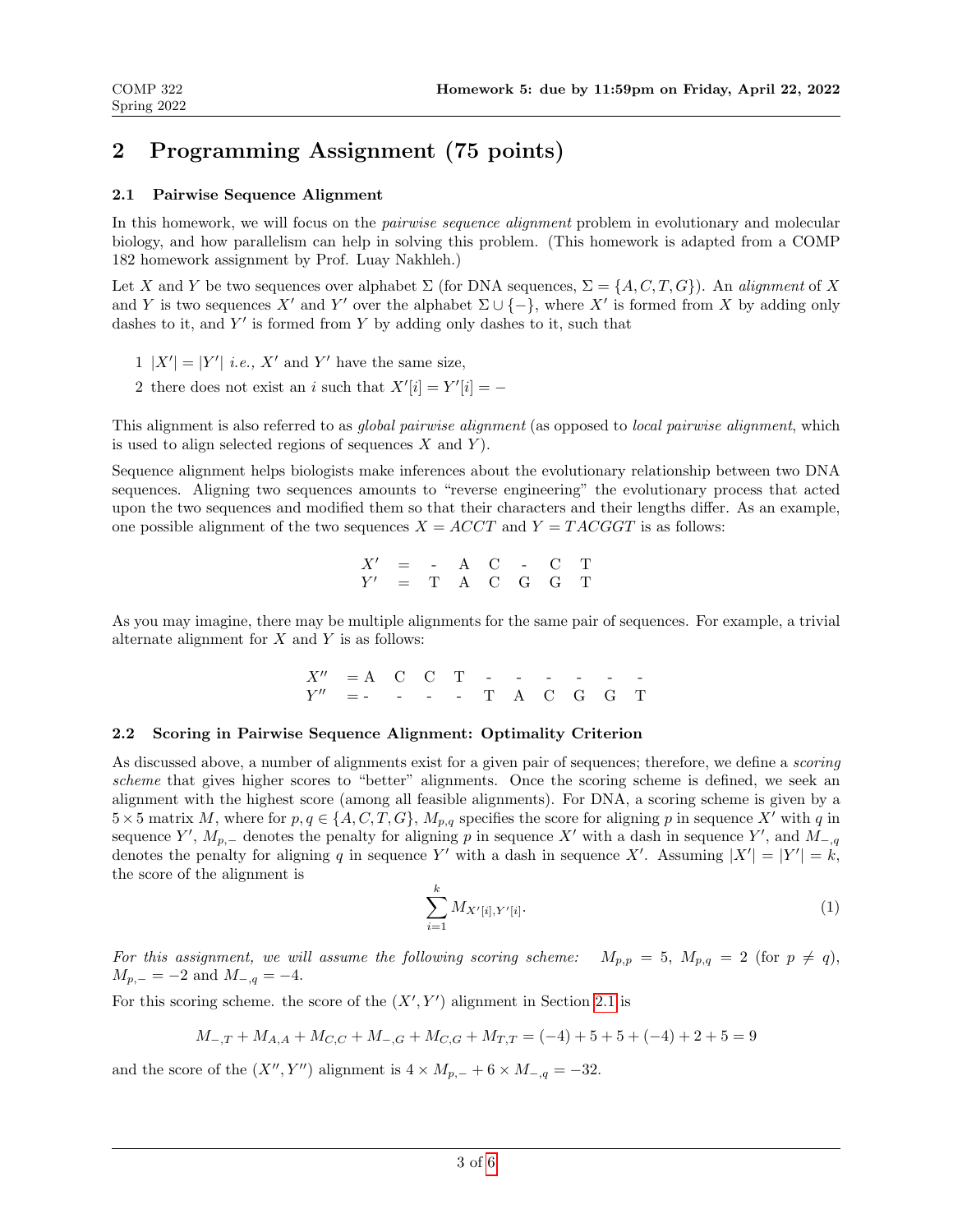## 2 Programming Assignment (75 points)

### 2.1 Pairwise Sequence Alignment

In this homework, we will focus on the *pairwise sequence alignment* problem in evolutionary and molecular biology, and how parallelism can help in solving this problem. (This homework is adapted from a COMP 182 homework assignment by Prof. Luay Nakhleh.)

Let $X$ and $Y$ be two sequences over alphabet $\Sigma$ (for DNA sequences, $\Sigma = \{A, C, T, G\}$). An *alignment* of $X$ and $Y$ is two sequences $X'$ and $Y'$ over the alphabet $\Sigma \cup \{-\}$, where $X'$ is formed from $X$ by adding only dashes to it, and $Y'$ is formed from $Y$ by adding only dashes to it, such that

1 $|X'| = |Y'|$ *i.e.,* $X'$ and $Y'$ have the same size,

2 there does not exist an $i$ such that $X'[i] = Y'[i] = -$

This alignment is also referred to as *global pairwise alignment* (as opposed to *local pairwise alignment*, which is used to align selected regions of sequences $X$ and $Y$).

Sequence alignment helps biologists make inferences about the evolutionary relationship between two DNA sequences. Aligning two sequences amounts to "reverse engineering" the evolutionary process that acted upon the two sequences and modified them so that their characters and their lengths differ. As an example, one possible alignment of the two sequences $X = ACCT$ and $Y = TACGGT$ is as follows:

$$\begin{array}{ccccccc} X' & = & - & A & C & - & C & T \\ Y' & = & T & A & C & G & G & T \end{array}$$

As you may imagine, there may be multiple alignments for the same pair of sequences. For example, a trivial alternate alignment for $X$ and $Y$ is as follows:

$$\begin{array}{ccccccccccc} X'' & = A & C & C & T & - & - & - & - & - & - \\ Y'' & = - & - & - & - & T & A & C & G & G & T \end{array}$$

### 2.2 Scoring in Pairwise Sequence Alignment: Optimality Criterion

As discussed above, a number of alignments exist for a given pair of sequences; therefore, we define a *scoring scheme* that gives higher scores to "better" alignments. Once the scoring scheme is defined, we seek an alignment with the highest score (among all feasible alignments). For DNA, a scoring scheme is given by a $5 \times 5$ matrix $M$, where for $p, q \in \{A, C, T, G\}$, $M_{p,q}$ specifies the score for aligning $p$ in sequence $X'$ with $q$ in sequence $Y'$, $M_{p,-}$ denotes the penalty for aligning $p$ in sequence $X'$ with a dash in sequence $Y'$, and $M_{-,q}$ denotes the penalty for aligning $q$ in sequence $Y'$ with a dash in sequence $X'$. Assuming $|X'| = |Y'| = k$, the score of the alignment is

$$\sum_{i=1}^{k} M_{X'[i],Y'[i]}. \tag{1}$$

*For this assignment, we will assume the following scoring scheme:* $M_{p,p} = 5$, $M_{p,q} = 2$ (for $p \neq q$), $M_{p,-} = -2$ and $M_{-,q} = -4$.

For this scoring scheme. the score of the $(X', Y')$ alignment in Section 2.1 is

$$M_{-,T} + M_{A,A} + M_{C,C} + M_{-,G} + M_{C,G} + M_{T,T} = (-4) + 5 + 5 + (-4) + 2 + 5 = 9$$

and the score of the $(X'', Y'')$ alignment is $4 \times M_{p,-} + 6 \times M_{-,q} = -32$.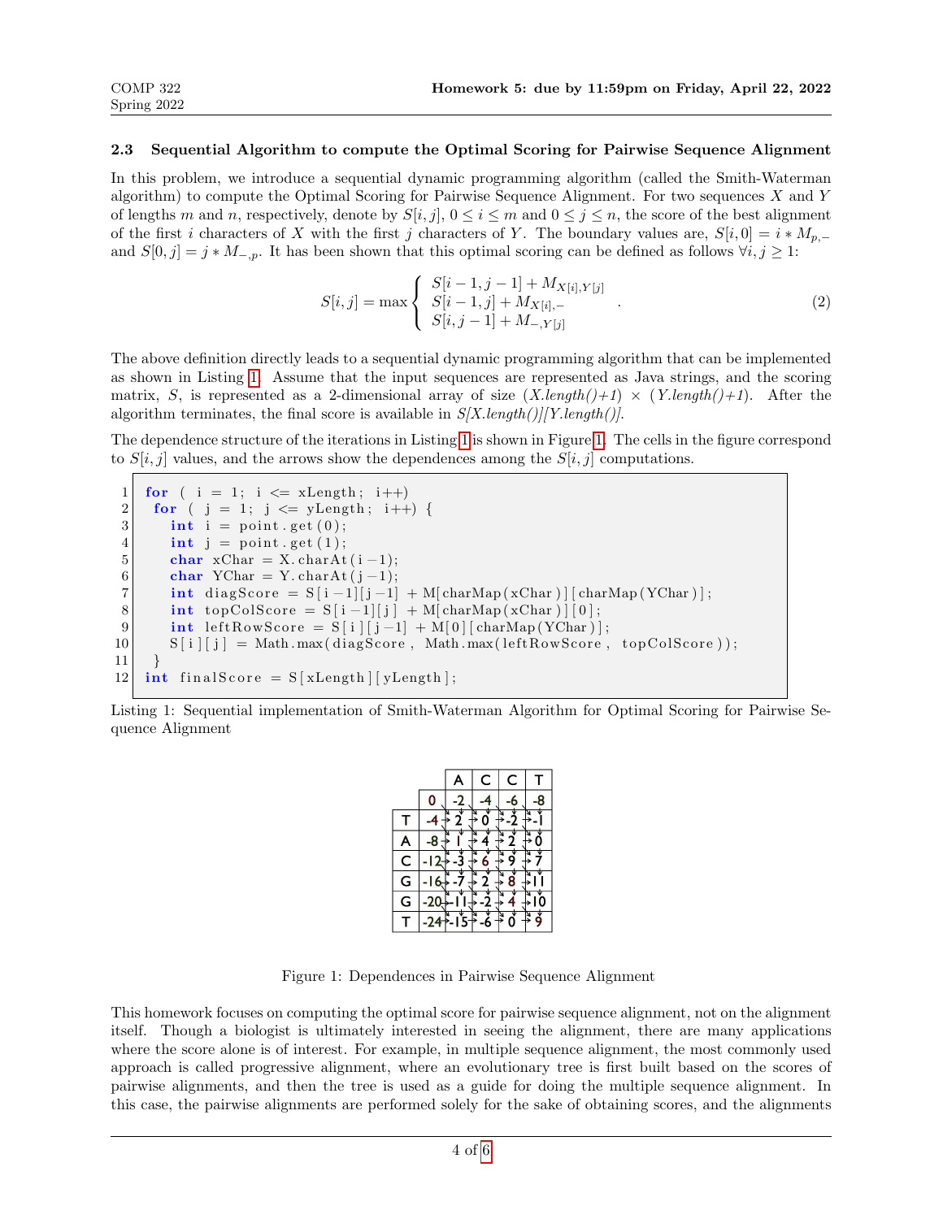### 2.3 Sequential Algorithm to compute the Optimal Scoring for Pairwise Sequence Alignment

In this problem, we introduce a sequential dynamic programming algorithm (called the Smith-Waterman algorithm) to compute the Optimal Scoring for Pairwise Sequence Alignment. For two sequences $X$ and $Y$ of lengths $m$ and $n$, respectively, denote by $S[i, j]$, $0 \leq i \leq m$ and $0 \leq j \leq n$, the score of the best alignment of the first $i$ characters of $X$ with the first $j$ characters of $Y$. The boundary values are, $S[i, 0] = i * M_{p,-}$ and $S[0, j] = j * M_{-,p}$. It has been shown that this optimal scoring can be defined as follows $\forall i, j \geq 1$:

$$S[i,j] = \max \begin{cases} S[i-1, j-1] + M_{X[i],Y[j]} \\ S[i-1, j] + M_{X[i],-} \\ S[i, j-1] + M_{-,Y[j]} \end{cases} . \tag{2}$$

The above definition directly leads to a sequential dynamic programming algorithm that can be implemented as shown in Listing 1. Assume that the input sequences are represented as Java strings, and the scoring matrix, $S$, is represented as a 2-dimensional array of size (*X.length()+1*) $\times$ (*Y.length()+1*). After the algorithm terminates, the final score is available in *S[X.length()][Y.length()]*.

The dependence structure of the iterations in Listing 1 is shown in Figure 1. The cells in the figure correspond to $S[i, j]$ values, and the arrows show the dependences among the $S[i, j]$ computations.

```
for ( i = 1; i <= xLength; i++)
 for ( j = 1; j <= yLength; i++) {
    int i = point.get(0);
    int j = point.get(1);
    char xChar = X.charAt(i-1);
    char YChar = Y.charAt(j-1);
    int diagScore = S[i-1][j-1] + M[charMap(xChar)][charMap(YChar)];
    int topColScore = S[i-1][j] + M[charMap(xChar)][0];
    int leftRowScore = S[i][j-1] + M[0][charMap(YChar)];
    S[i][j] = Math.max(diagScore, Math.max(leftRowScore, topColScore));
 }
int finalScore = S[xLength][yLength];
```

Listing 1: Sequential implementation of Smith-Waterman Algorithm for Optimal Scoring for Pairwise Sequence Alignment

|   |     | A   | C  | C  | T  |
|---|-----|-----|----|----|----|
|   | 0   | -2  | -4 | -6 | -8 |
| T | -4  | 2   | 0  | -2 | -1 |
| A | -8  | 1   | 4  | 2  | 0  |
| C | -12 | -3  | 6  | 9  | 7  |
| G | -16 | -7  | 2  | 8  | 11 |
| G | -20 | -11 | -2 | 4  | 10 |
| T | -24 | -15 | -6 | 0  | 9  |

Figure 1: Dependences in Pairwise Sequence Alignment

This homework focuses on computing the optimal score for pairwise sequence alignment, not on the alignment itself. Though a biologist is ultimately interested in seeing the alignment, there are many applications where the score alone is of interest. For example, in multiple sequence alignment, the most commonly used approach is called progressive alignment, where an evolutionary tree is first built based on the scores of pairwise alignments, and then the tree is used as a guide for doing the multiple sequence alignment. In this case, the pairwise alignments are performed solely for the sake of obtaining scores, and the alignments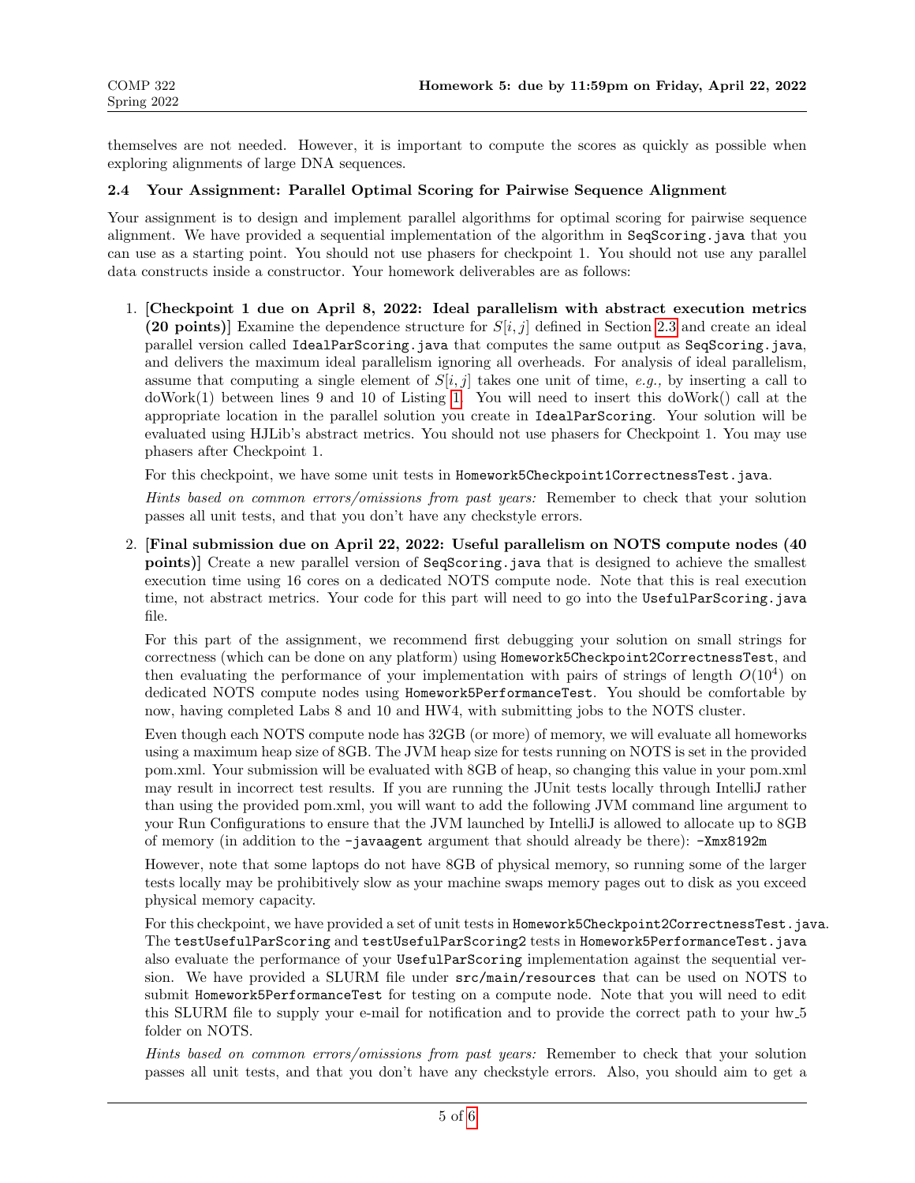themselves are not needed. However, it is important to compute the scores as quickly as possible when exploring alignments of large DNA sequences.

### 2.4 Your Assignment: Parallel Optimal Scoring for Pairwise Sequence Alignment

Your assignment is to design and implement parallel algorithms for optimal scoring for pairwise sequence alignment. We have provided a sequential implementation of the algorithm in `SeqScoring.java` that you can use as a starting point. You should not use phasers for checkpoint 1. You should not use any parallel data constructs inside a constructor. Your homework deliverables are as follows:

1. **[Checkpoint 1 due on April 8, 2022: Ideal parallelism with abstract execution metrics (20 points)]** Examine the dependence structure for $S[i, j]$ defined in Section 2.3 and create an ideal parallel version called `IdealParScoring.java` that computes the same output as `SeqScoring.java`, and delivers the maximum ideal parallelism ignoring all overheads. For analysis of ideal parallelism, assume that computing a single element of $S[i, j]$ takes one unit of time, *e.g.,* by inserting a call to doWork(1) between lines 9 and 10 of Listing 1. You will need to insert this doWork() call at the appropriate location in the parallel solution you create in `IdealParScoring`. Your solution will be evaluated using HJLib's abstract metrics. You should not use phasers for Checkpoint 1. You may use phasers after Checkpoint 1.

   For this checkpoint, we have some unit tests in `Homework5Checkpoint1CorrectnessTest.java`.

   *Hints based on common errors/omissions from past years:* Remember to check that your solution passes all unit tests, and that you don't have any checkstyle errors.

2. **[Final submission due on April 22, 2022: Useful parallelism on NOTS compute nodes (40 points)]** Create a new parallel version of `SeqScoring.java` that is designed to achieve the smallest execution time using 16 cores on a dedicated NOTS compute node. Note that this is real execution time, not abstract metrics. Your code for this part will need to go into the `UsefulParScoring.java` file.

   For this part of the assignment, we recommend first debugging your solution on small strings for correctness (which can be done on any platform) using `Homework5Checkpoint2CorrectnessTest`, and then evaluating the performance of your implementation with pairs of strings of length $O(10^4)$ on dedicated NOTS compute nodes using `Homework5PerformanceTest`. You should be comfortable by now, having completed Labs 8 and 10 and HW4, with submitting jobs to the NOTS cluster.

   Even though each NOTS compute node has 32GB (or more) of memory, we will evaluate all homeworks using a maximum heap size of 8GB. The JVM heap size for tests running on NOTS is set in the provided pom.xml. Your submission will be evaluated with 8GB of heap, so changing this value in your pom.xml may result in incorrect test results. If you are running the JUnit tests locally through IntelliJ rather than using the provided pom.xml, you will want to add the following JVM command line argument to your Run Configurations to ensure that the JVM launched by IntelliJ is allowed to allocate up to 8GB of memory (in addition to the `-javaagent` argument that should already be there): `-Xmx8192m`

   However, note that some laptops do not have 8GB of physical memory, so running some of the larger tests locally may be prohibitively slow as your machine swaps memory pages out to disk as you exceed physical memory capacity.

   For this checkpoint, we have provided a set of unit tests in `Homework5Checkpoint2CorrectnessTest.java`. The `testUsefulParScoring` and `testUsefulParScoring2` tests in `Homework5PerformanceTest.java` also evaluate the performance of your `UsefulParScoring` implementation against the sequential version. We have provided a SLURM file under `src/main/resources` that can be used on NOTS to submit `Homework5PerformanceTest` for testing on a compute node. Note that you will need to edit this SLURM file to supply your e-mail for notification and to provide the correct path to your hw_5 folder on NOTS.

   *Hints based on common errors/omissions from past years:* Remember to check that your solution passes all unit tests, and that you don't have any checkstyle errors. Also, you should aim to get a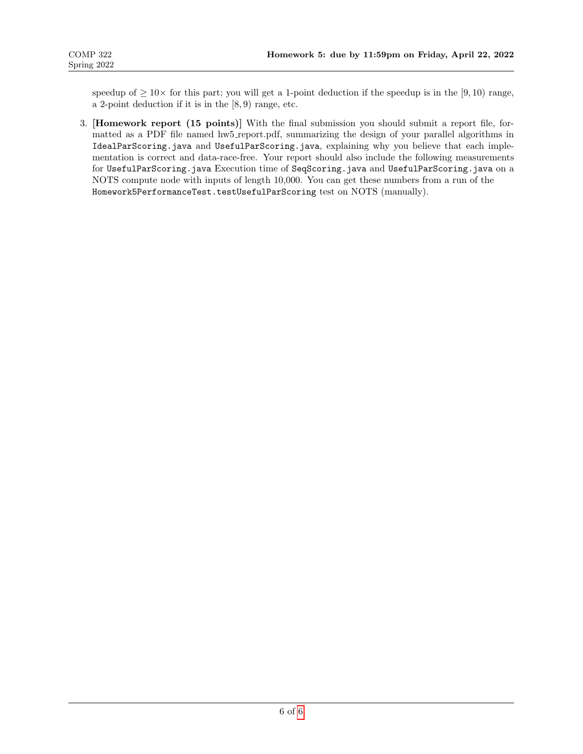speedup of $\geq 10\times$ for this part; you will get a 1-point deduction if the speedup is in the $[9, 10)$ range, a 2-point deduction if it is in the $[8, 9)$ range, etc.

3. **[Homework report (15 points)]** With the final submission you should submit a report file, formatted as a PDF file named hw5_report.pdf, summarizing the design of your parallel algorithms in `IdealParScoring.java` and `UsefulParScoring.java`, explaining why you believe that each implementation is correct and data-race-free. Your report should also include the following measurements for `UsefulParScoring.java` Execution time of `SeqScoring.java` and `UsefulParScoring.java` on a NOTS compute node with inputs of length 10,000. You can get these numbers from a run of the `Homework5PerformanceTest.testUsefulParScoring` test on NOTS (manually).